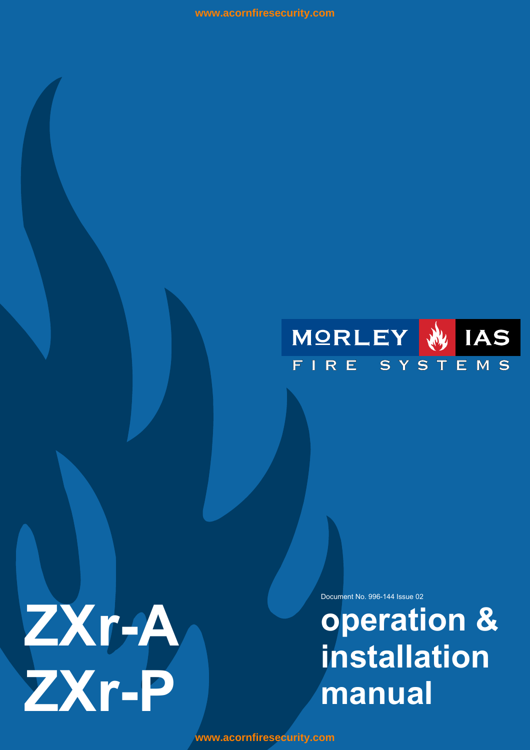MORLEY IAS

FIRE SYSTEMS

# ZXr-A
# ZXr-P

Document No. 996-144 Issue 02

# operation & installation manual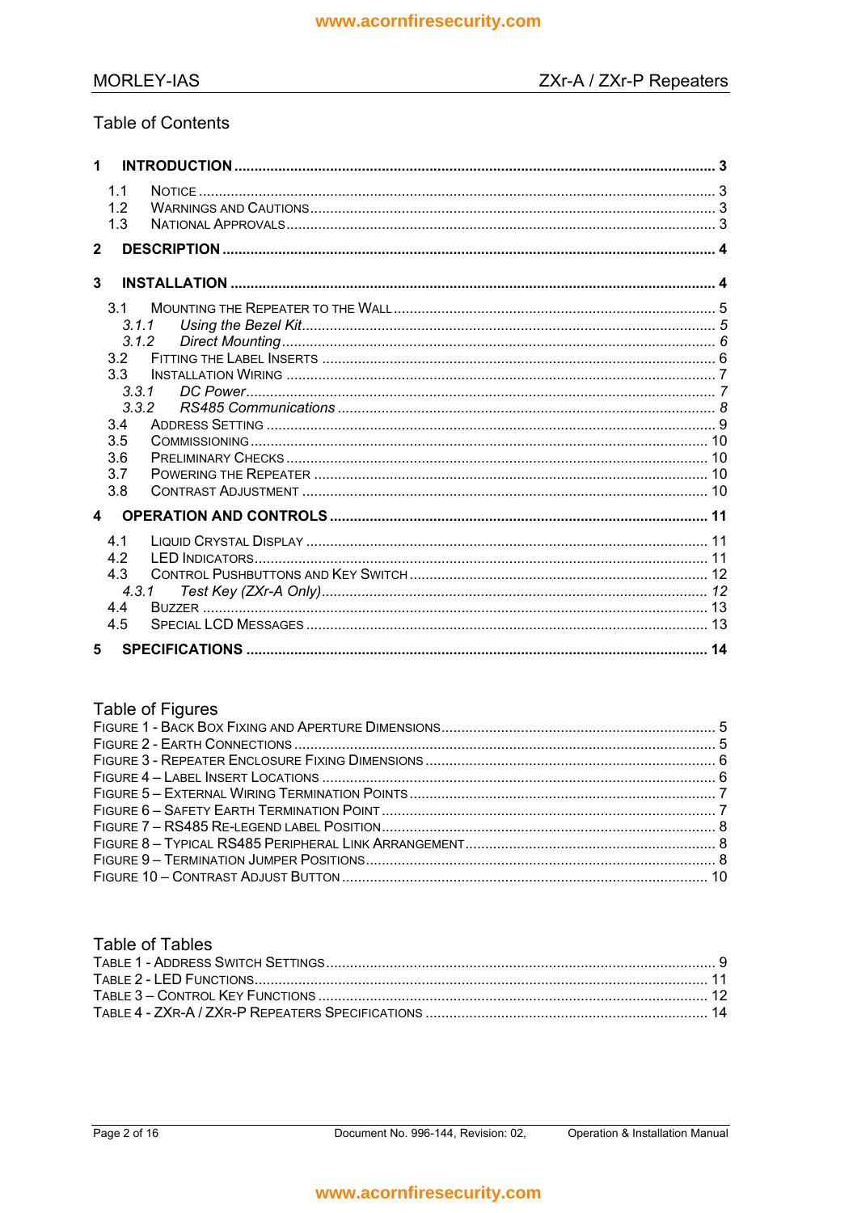## Table of Contents

**1 INTRODUCTION ........................................................ 3**

- 1.1 NOTICE ........................................................ 3
- 1.2 WARNINGS AND CAUTIONS ........................................................ 3
- 1.3 NATIONAL APPROVALS ........................................................ 3

**2 DESCRIPTION ........................................................ 4**

**3 INSTALLATION ........................................................ 4**

- 3.1 MOUNTING THE REPEATER TO THE WALL ........................................................ 5
  - *3.1.1 Using the Bezel Kit ........................................................ 5*
  - *3.1.2 Direct Mounting ........................................................ 6*
- 3.2 FITTING THE LABEL INSERTS ........................................................ 6
- 3.3 INSTALLATION WIRING ........................................................ 7
  - *3.3.1 DC Power ........................................................ 7*
  - *3.3.2 RS485 Communications ........................................................ 8*
- 3.4 ADDRESS SETTING ........................................................ 9
- 3.5 COMMISSIONING ........................................................ 10
- 3.6 PRELIMINARY CHECKS ........................................................ 10
- 3.7 POWERING THE REPEATER ........................................................ 10
- 3.8 CONTRAST ADJUSTMENT ........................................................ 10

**4 OPERATION AND CONTROLS ........................................................ 11**

- 4.1 LIQUID CRYSTAL DISPLAY ........................................................ 11
- 4.2 LED INDICATORS ........................................................ 11
- 4.3 CONTROL PUSHBUTTONS AND KEY SWITCH ........................................................ 12
  - *4.3.1 Test Key (ZXr-A Only) ........................................................ 12*
- 4.4 BUZZER ........................................................ 13
- 4.5 SPECIAL LCD MESSAGES ........................................................ 13

**5 SPECIFICATIONS ........................................................ 14**

## Table of Figures

- FIGURE 1 - BACK BOX FIXING AND APERTURE DIMENSIONS ........................................................ 5
- FIGURE 2 - EARTH CONNECTIONS ........................................................ 5
- FIGURE 3 - REPEATER ENCLOSURE FIXING DIMENSIONS ........................................................ 6
- FIGURE 4 – LABEL INSERT LOCATIONS ........................................................ 6
- FIGURE 5 – EXTERNAL WIRING TERMINATION POINTS ........................................................ 7
- FIGURE 6 – SAFETY EARTH TERMINATION POINT ........................................................ 7
- FIGURE 7 – RS485 RE-LEGEND LABEL POSITION ........................................................ 8
- FIGURE 8 – TYPICAL RS485 PERIPHERAL LINK ARRANGEMENT ........................................................ 8
- FIGURE 9 – TERMINATION JUMPER POSITIONS ........................................................ 8
- FIGURE 10 – CONTRAST ADJUST BUTTON ........................................................ 10

## Table of Tables

- TABLE 1 - ADDRESS SWITCH SETTINGS ........................................................ 9
- TABLE 2 - LED FUNCTIONS ........................................................ 11
- TABLE 3 – CONTROL KEY FUNCTIONS ........................................................ 12
- TABLE 4 - ZXR-A / ZXR-P REPEATERS SPECIFICATIONS ........................................................ 14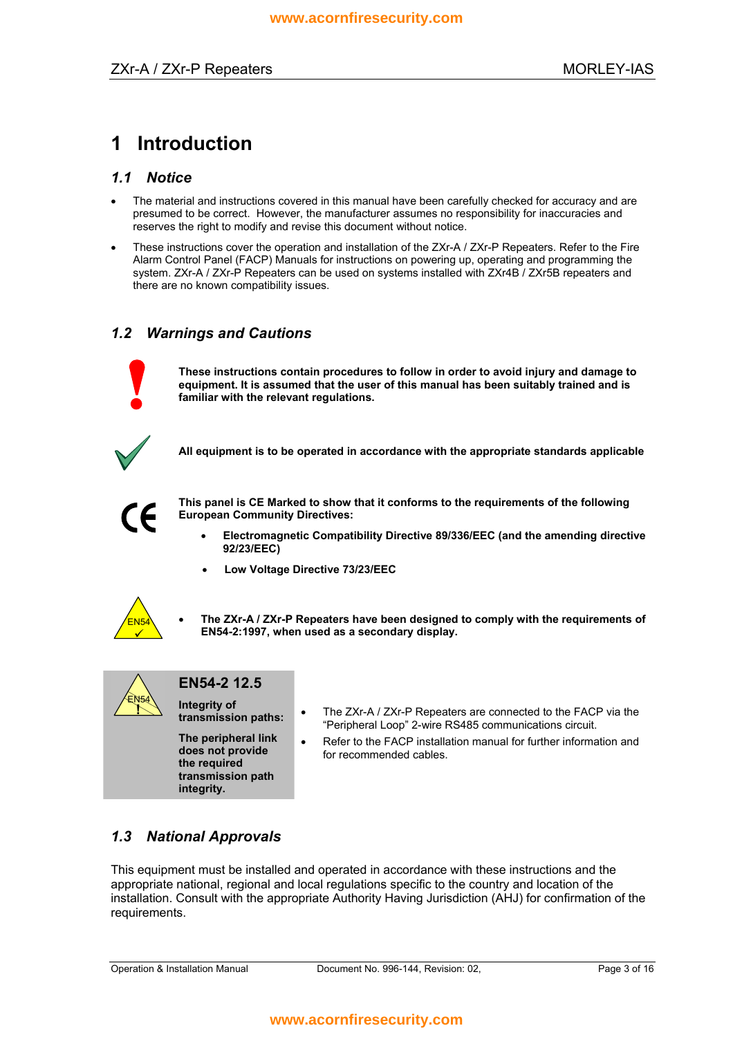# 1 Introduction

## 1.1 Notice

- The material and instructions covered in this manual have been carefully checked for accuracy and are presumed to be correct. However, the manufacturer assumes no responsibility for inaccuracies and reserves the right to modify and revise this document without notice.
- These instructions cover the operation and installation of the ZXr-A / ZXr-P Repeaters. Refer to the Fire Alarm Control Panel (FACP) Manuals for instructions on powering up, operating and programming the system. ZXr-A / ZXr-P Repeaters can be used on systems installed with ZXr4B / ZXr5B repeaters and there are no known compatibility issues.

## 1.2 Warnings and Cautions

**These instructions contain procedures to follow in order to avoid injury and damage to equipment. It is assumed that the user of this manual has been suitably trained and is familiar with the relevant regulations.**

**All equipment is to be operated in accordance with the appropriate standards applicable**

**This panel is CE Marked to show that it conforms to the requirements of the following European Community Directives:**

- **Electromagnetic Compatibility Directive 89/336/EEC (and the amending directive 92/23/EEC)**
- **Low Voltage Directive 73/23/EEC**

- **The ZXr-A / ZXr-P Repeaters have been designed to comply with the requirements of EN54-2:1997, when used as a secondary display.**

**EN54-2 12.5**

**Integrity of transmission paths:**

**The peripheral link does not provide the required transmission path integrity.**

- The ZXr-A / ZXr-P Repeaters are connected to the FACP via the "Peripheral Loop" 2-wire RS485 communications circuit.
- Refer to the FACP installation manual for further information and for recommended cables.

## 1.3 National Approvals

This equipment must be installed and operated in accordance with these instructions and the appropriate national, regional and local regulations specific to the country and location of the installation. Consult with the appropriate Authority Having Jurisdiction (AHJ) for confirmation of the requirements.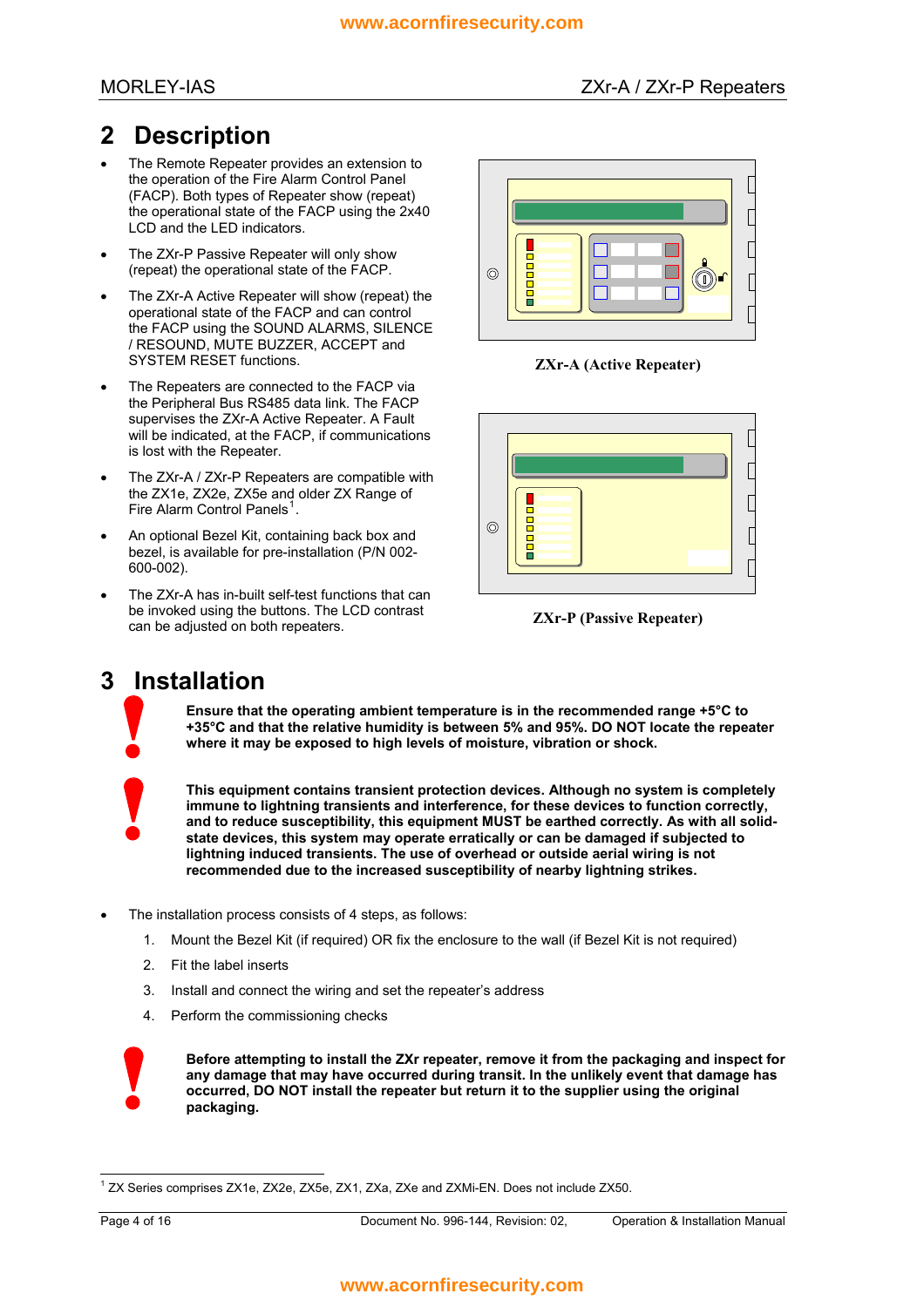# 2 Description

- The Remote Repeater provides an extension to the operation of the Fire Alarm Control Panel (FACP). Both types of Repeater show (repeat) the operational state of the FACP using the 2x40 LCD and the LED indicators.
- The ZXr-P Passive Repeater will only show (repeat) the operational state of the FACP.
- The ZXr-A Active Repeater will show (repeat) the operational state of the FACP and can control the FACP using the SOUND ALARMS, SILENCE / RESOUND, MUTE BUZZER, ACCEPT and SYSTEM RESET functions.
- The Repeaters are connected to the FACP via the Peripheral Bus RS485 data link. The FACP supervises the ZXr-A Active Repeater. A Fault will be indicated, at the FACP, if communications is lost with the Repeater.
- The ZXr-A / ZXr-P Repeaters are compatible with the ZX1e, ZX2e, ZX5e and older ZX Range of Fire Alarm Control Panels[1].
- An optional Bezel Kit, containing back box and bezel, is available for pre-installation (P/N 002-600-002).
- The ZXr-A has in-built self-test functions that can be invoked using the buttons. The LCD contrast can be adjusted on both repeaters.

**ZXr-A (Active Repeater)**

**ZXr-P (Passive Repeater)**

# 3 Installation

**Ensure that the operating ambient temperature is in the recommended range +5°C to +35°C and that the relative humidity is between 5% and 95%. DO NOT locate the repeater where it may be exposed to high levels of moisture, vibration or shock.**

**This equipment contains transient protection devices. Although no system is completely immune to lightning transients and interference, for these devices to function correctly, and to reduce susceptibility, this equipment MUST be earthed correctly. As with all solid-state devices, this system may operate erratically or can be damaged if subjected to lightning induced transients. The use of overhead or outside aerial wiring is not recommended due to the increased susceptibility of nearby lightning strikes.**

- The installation process consists of 4 steps, as follows:
  1. Mount the Bezel Kit (if required) OR fix the enclosure to the wall (if Bezel Kit is not required)
  2. Fit the label inserts
  3. Install and connect the wiring and set the repeater's address
  4. Perform the commissioning checks

**Before attempting to install the ZXr repeater, remove it from the packaging and inspect for any damage that may have occurred during transit. In the unlikely event that damage has occurred, DO NOT install the repeater but return it to the supplier using the original packaging.**

---

[1] ZX Series comprises ZX1e, ZX2e, ZX5e, ZX1, ZXa, ZXe and ZXMi-EN. Does not include ZX50.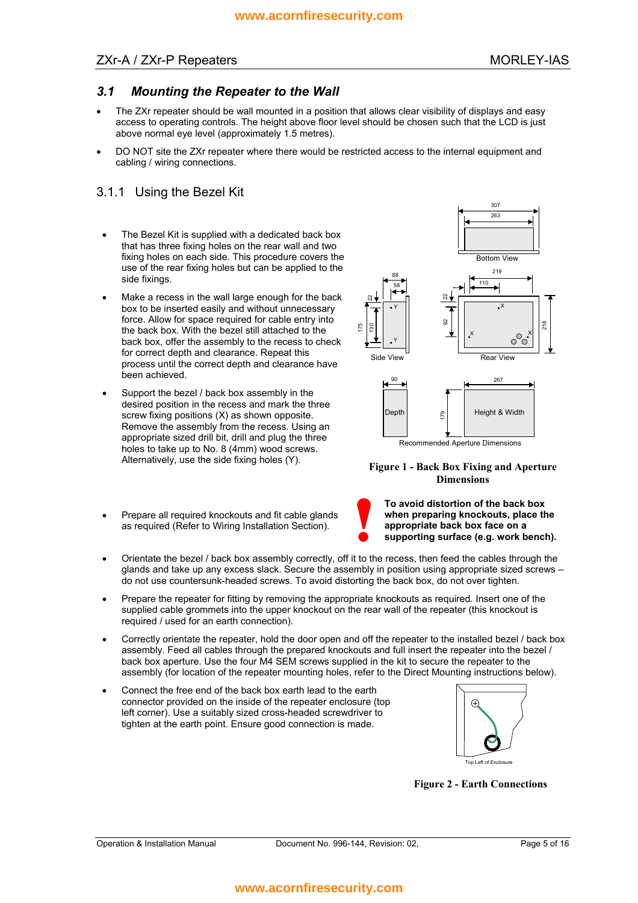## 3.1 *Mounting the Repeater to the Wall*

- The ZXr repeater should be wall mounted in a position that allows clear visibility of displays and easy access to operating controls. The height above floor level should be chosen such that the LCD is just above normal eye level (approximately 1.5 metres).
- DO NOT site the ZXr repeater where there would be restricted access to the internal equipment and cabling / wiring connections.

### 3.1.1 Using the Bezel Kit

- The Bezel Kit is supplied with a dedicated back box that has three fixing holes on the rear wall and two fixing holes on each side. This procedure covers the use of the rear fixing holes but can be applied to the side fixings.
- Make a recess in the wall large enough for the back box to be inserted easily and without unnecessary force. Allow for space required for cable entry into the back box. With the bezel still attached to the back box, offer the assembly to the recess to check for correct depth and clearance. Repeat this process until the correct depth and clearance have been achieved.
- Support the bezel / back box assembly in the desired position in the recess and mark the three screw fixing positions (X) as shown opposite. Remove the assembly from the recess. Using an appropriate sized drill bit, drill and plug the three holes to take up to No. 8 (4mm) wood screws. Alternatively, use the side fixing holes (Y).

**Figure 1 - Back Box Fixing and Aperture Dimensions**

- Prepare all required knockouts and fit cable glands as required (Refer to Wiring Installation Section).

**To avoid distortion of the back box when preparing knockouts, place the appropriate back box face on a supporting surface (e.g. work bench).**

- Orientate the bezel / back box assembly correctly, off it to the recess, then feed the cables through the glands and take up any excess slack. Secure the assembly in position using appropriate sized screws – do not use countersunk-headed screws. To avoid distorting the back box, do not over tighten.
- Prepare the repeater for fitting by removing the appropriate knockouts as required. Insert one of the supplied cable grommets into the upper knockout on the rear wall of the repeater (this knockout is required / used for an earth connection).
- Correctly orientate the repeater, hold the door open and off the repeater to the installed bezel / back box assembly. Feed all cables through the prepared knockouts and full insert the repeater into the bezel / back box aperture. Use the four M4 SEM screws supplied in the kit to secure the repeater to the assembly (for location of the repeater mounting holes, refer to the Direct Mounting instructions below).
- Connect the free end of the back box earth lead to the earth connector provided on the inside of the repeater enclosure (top left corner). Use a suitably sized cross-headed screwdriver to tighten at the earth point. Ensure good connection is made.

**Figure 2 - Earth Connections**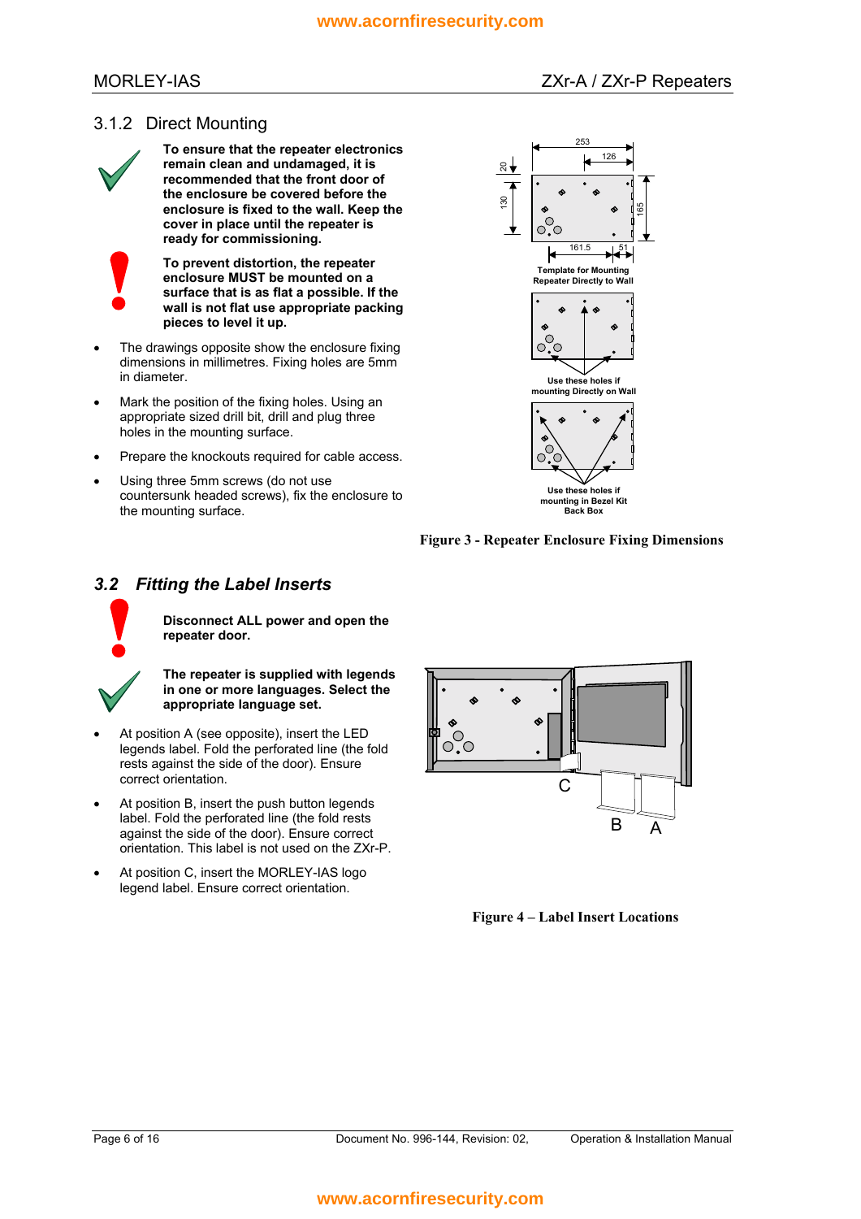### 3.1.2 Direct Mounting

**To ensure that the repeater electronics remain clean and undamaged, it is recommended that the front door of the enclosure be covered before the enclosure is fixed to the wall. Keep the cover in place until the repeater is ready for commissioning.**

**To prevent distortion, the repeater enclosure MUST be mounted on a surface that is as flat a possible. If the wall is not flat use appropriate packing pieces to level it up.**

- The drawings opposite show the enclosure fixing dimensions in millimetres. Fixing holes are 5mm in diameter.
- Mark the position of the fixing holes. Using an appropriate sized drill bit, drill and plug three holes in the mounting surface.
- Prepare the knockouts required for cable access.
- Using three 5mm screws (do not use countersunk headed screws), fix the enclosure to the mounting surface.

Template for Mounting Repeater Directly to Wall

Use these holes if mounting Directly on Wall

Use these holes if mounting in Bezel Kit Back Box

**Figure 3 - Repeater Enclosure Fixing Dimensions**

## *3.2 Fitting the Label Inserts*

**Disconnect ALL power and open the repeater door.**

**The repeater is supplied with legends in one or more languages. Select the appropriate language set.**

- At position A (see opposite), insert the LED legends label. Fold the perforated line (the fold rests against the side of the door). Ensure correct orientation.
- At position B, insert the push button legends label. Fold the perforated line (the fold rests against the side of the door). Ensure correct orientation. This label is not used on the ZXr-P.
- At position C, insert the MORLEY-IAS logo legend label. Ensure correct orientation.

**Figure 4 – Label Insert Locations**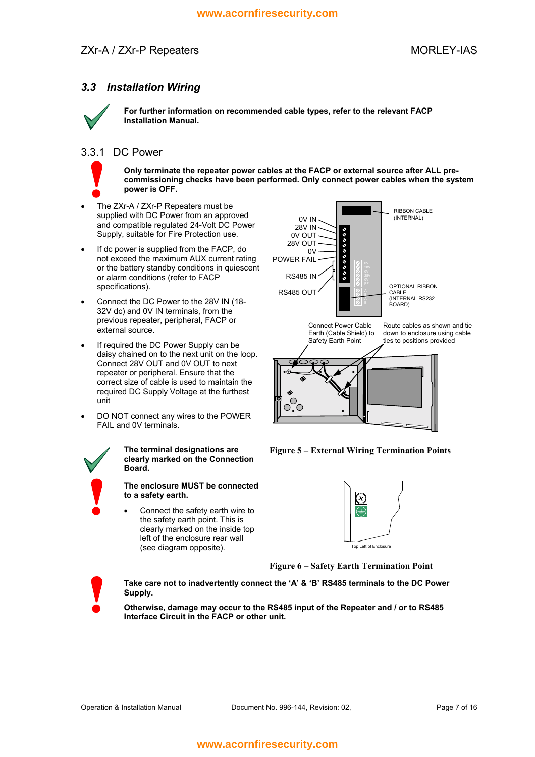## 3.3 Installation Wiring

**For further information on recommended cable types, refer to the relevant FACP Installation Manual.**

### 3.3.1 DC Power

**Only terminate the repeater power cables at the FACP or external source after ALL pre-commissioning checks have been performed. Only connect power cables when the system power is OFF.**

- The ZXr-A / ZXr-P Repeaters must be supplied with DC Power from an approved and compatible regulated 24-Volt DC Power Supply, suitable for Fire Protection use.
- If dc power is supplied from the FACP, do not exceed the maximum AUX current rating or the battery standby conditions in quiescent or alarm conditions (refer to FACP specifications).
- Connect the DC Power to the 28V IN (18-32V dc) and 0V IN terminals, from the previous repeater, peripheral, FACP or external source.
- If required the DC Power Supply can be daisy chained on to the next unit on the loop. Connect 28V OUT and 0V OUT to next repeater or peripheral. Ensure that the correct size of cable is used to maintain the required DC Supply Voltage at the furthest unit
- DO NOT connect any wires to the POWER FAIL and 0V terminals.

Figure 5 – External Wiring Termination Points

**The terminal designations are clearly marked on the Connection Board.**

**The enclosure MUST be connected to a safety earth.**

- Connect the safety earth wire to the safety earth point. This is clearly marked on the inside top left of the enclosure rear wall (see diagram opposite).

Figure 6 – Safety Earth Termination Point

**Take care not to inadvertently connect the 'A' & 'B' RS485 terminals to the DC Power Supply.**

**Otherwise, damage may occur to the RS485 input of the Repeater and / or to RS485 Interface Circuit in the FACP or other unit.**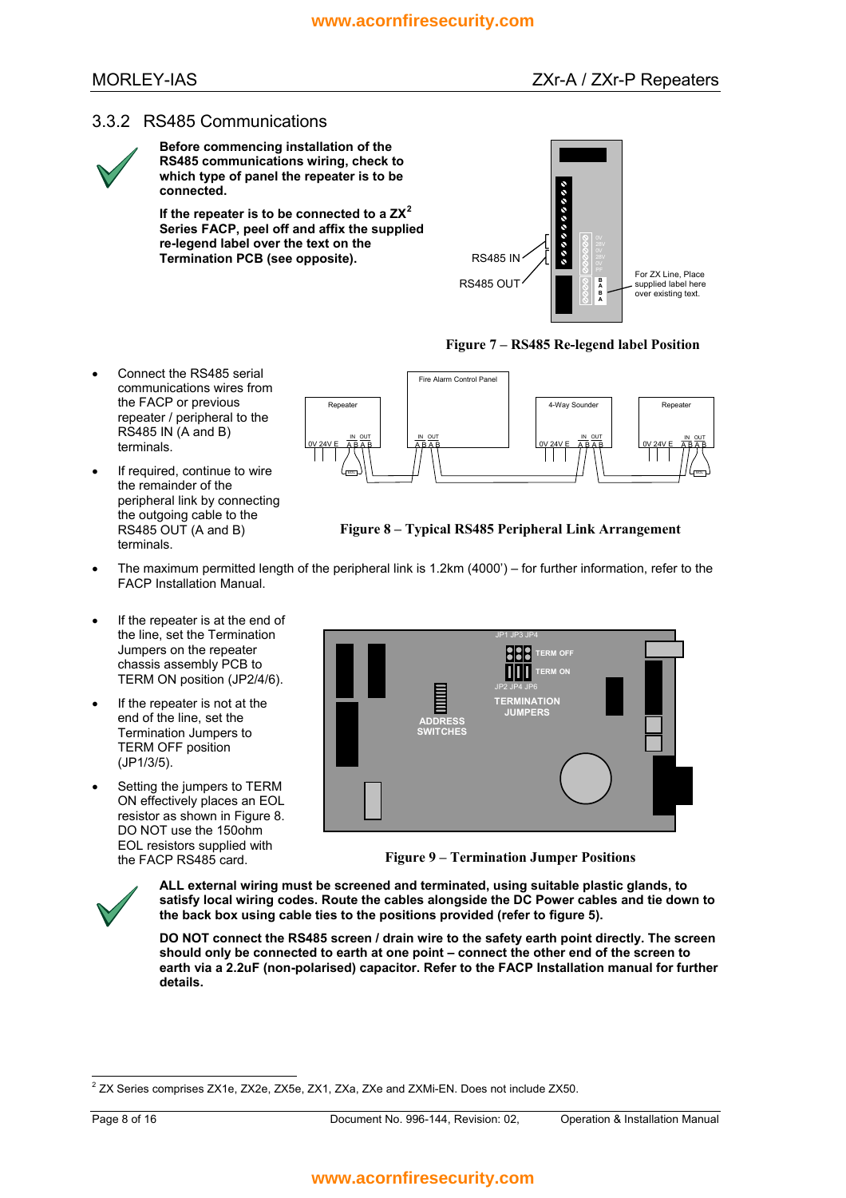## 3.3.2 RS485 Communications

**Before commencing installation of the RS485 communications wiring, check to which type of panel the repeater is to be connected.**

**If the repeater is to be connected to a ZX[2] Series FACP, peel off and affix the supplied re-legend label over the text on the Termination PCB (see opposite).**

RS485 IN

RS485 OUT

For ZX Line, Place supplied label here over existing text.

**Figure 7 – RS485 Re-legend label Position**

- Connect the RS485 serial communications wires from the FACP or previous repeater / peripheral to the RS485 IN (A and B) terminals.
- If required, continue to wire the remainder of the peripheral link by connecting the outgoing cable to the RS485 OUT (A and B) terminals.

**Figure 8 – Typical RS485 Peripheral Link Arrangement**

- The maximum permitted length of the peripheral link is 1.2km (4000') – for further information, refer to the FACP Installation Manual.

- If the repeater is at the end of the line, set the Termination Jumpers on the repeater chassis assembly PCB to TERM ON position (JP2/4/6).
- If the repeater is not at the end of the line, set the Termination Jumpers to TERM OFF position (JP1/3/5).
- Setting the jumpers to TERM ON effectively places an EOL resistor as shown in Figure 8. DO NOT use the 150ohm EOL resistors supplied with the FACP RS485 card.

**Figure 9 – Termination Jumper Positions**

**ALL external wiring must be screened and terminated, using suitable plastic glands, to satisfy local wiring codes. Route the cables alongside the DC Power cables and tie down to the back box using cable ties to the positions provided (refer to figure 5).**

**DO NOT connect the RS485 screen / drain wire to the safety earth point directly. The screen should only be connected to earth at one point – connect the other end of the screen to earth via a 2.2uF (non-polarised) capacitor. Refer to the FACP Installation manual for further details.**

---

[2] ZX Series comprises ZX1e, ZX2e, ZX5e, ZX1, ZXa, ZXe and ZXMi-EN. Does not include ZX50.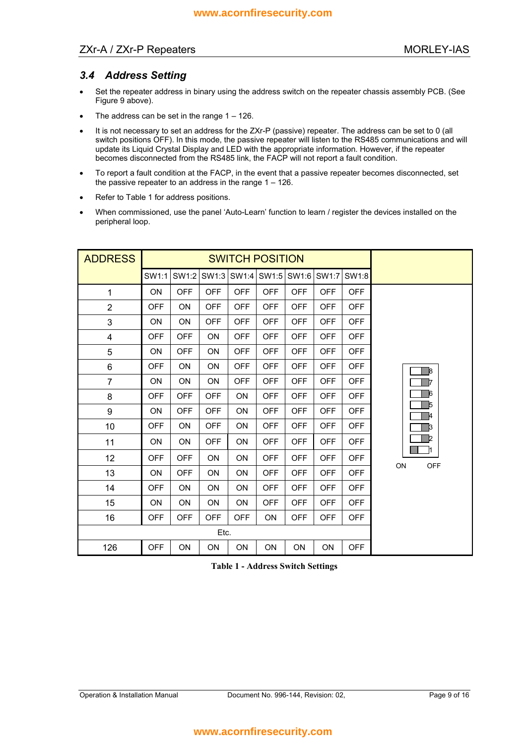### 3.4 Address Setting

- Set the repeater address in binary using the address switch on the repeater chassis assembly PCB. (See Figure 9 above).
- The address can be set in the range 1 – 126.
- It is not necessary to set an address for the ZXr-P (passive) repeater. The address can be set to 0 (all switch positions OFF). In this mode, the passive repeater will listen to the RS485 communications and will update its Liquid Crystal Display and LED with the appropriate information. However, if the repeater becomes disconnected from the RS485 link, the FACP will not report a fault condition.
- To report a fault condition at the FACP, in the event that a passive repeater becomes disconnected, set the passive repeater to an address in the range 1 – 126.
- Refer to Table 1 for address positions.
- When commissioned, use the panel 'Auto-Learn' function to learn / register the devices installed on the peripheral loop.

| ADDRESS | SWITCH POSITION | | | | | | | |
|---|---|---|---|---|---|---|---|---|
| | SW1:1 | SW1:2 | SW1:3 | SW1:4 | SW1:5 | SW1:6 | SW1:7 | SW1:8 |
| 1 | ON | OFF | OFF | OFF | OFF | OFF | OFF | OFF |
| 2 | OFF | ON | OFF | OFF | OFF | OFF | OFF | OFF |
| 3 | ON | ON | OFF | OFF | OFF | OFF | OFF | OFF |
| 4 | OFF | OFF | ON | OFF | OFF | OFF | OFF | OFF |
| 5 | ON | OFF | ON | OFF | OFF | OFF | OFF | OFF |
| 6 | OFF | ON | ON | OFF | OFF | OFF | OFF | OFF |
| 7 | ON | ON | ON | OFF | OFF | OFF | OFF | OFF |
| 8 | OFF | OFF | OFF | ON | OFF | OFF | OFF | OFF |
| 9 | ON | OFF | OFF | ON | OFF | OFF | OFF | OFF |
| 10 | OFF | ON | OFF | ON | OFF | OFF | OFF | OFF |
| 11 | ON | ON | OFF | ON | OFF | OFF | OFF | OFF |
| 12 | OFF | OFF | ON | ON | OFF | OFF | OFF | OFF |
| 13 | ON | OFF | ON | ON | OFF | OFF | OFF | OFF |
| 14 | OFF | ON | ON | ON | OFF | OFF | OFF | OFF |
| 15 | ON | ON | ON | ON | OFF | OFF | OFF | OFF |
| 16 | OFF | OFF | OFF | OFF | ON | OFF | OFF | OFF |
| Etc. | | | | | | | | |
| 126 | OFF | ON | ON | ON | ON | ON | ON | OFF |

Table 1 - Address Switch Settings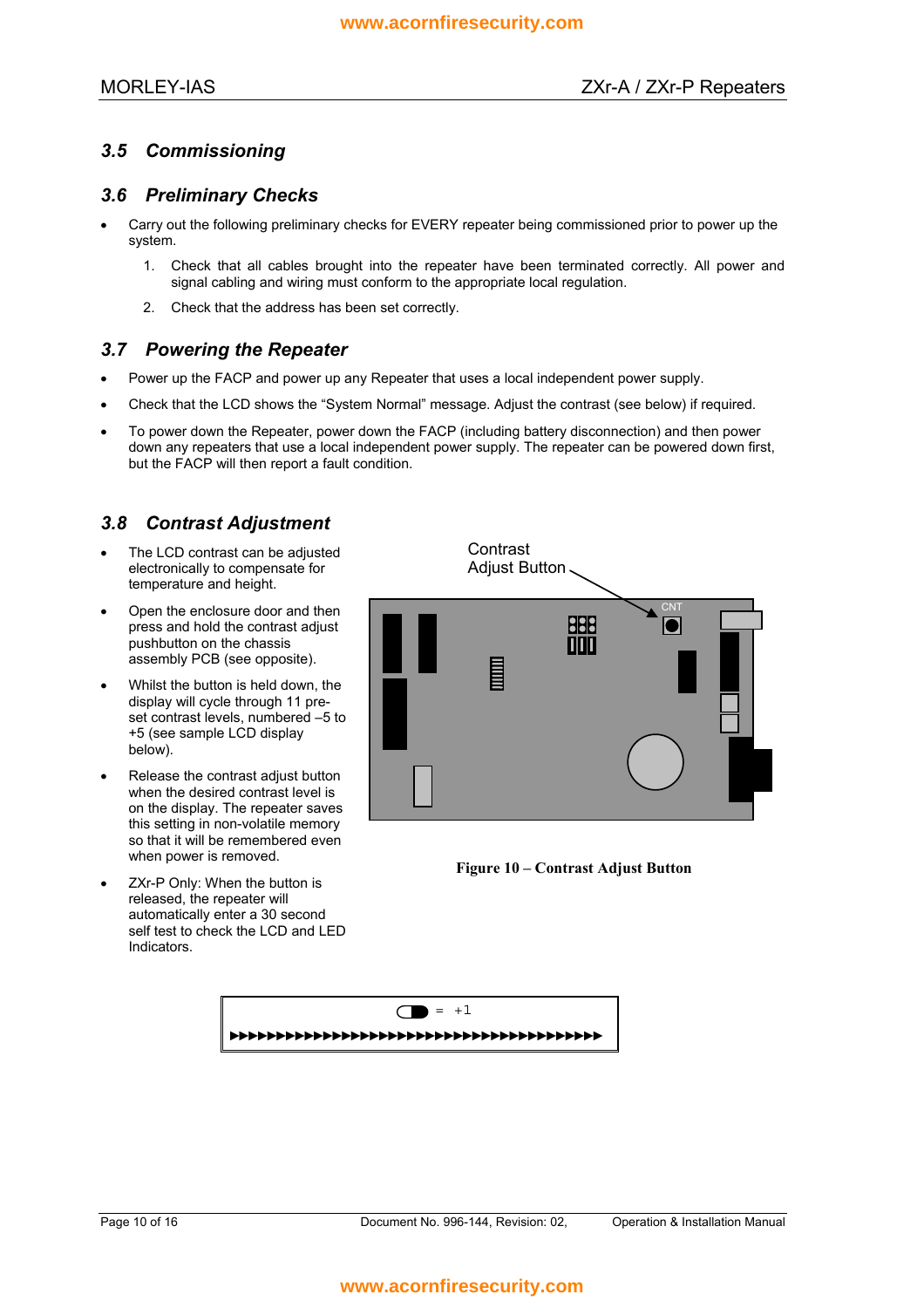## 3.5 Commissioning

## 3.6 Preliminary Checks

- Carry out the following preliminary checks for EVERY repeater being commissioned prior to power up the system.
    1. Check that all cables brought into the repeater have been terminated correctly. All power and signal cabling and wiring must conform to the appropriate local regulation.
    2. Check that the address has been set correctly.

## 3.7 Powering the Repeater

- Power up the FACP and power up any Repeater that uses a local independent power supply.
- Check that the LCD shows the "System Normal" message. Adjust the contrast (see below) if required.
- To power down the Repeater, power down the FACP (including battery disconnection) and then power down any repeaters that use a local independent power supply. The repeater can be powered down first, but the FACP will then report a fault condition.

## 3.8 Contrast Adjustment

- The LCD contrast can be adjusted electronically to compensate for temperature and height.
- Open the enclosure door and then press and hold the contrast adjust pushbutton on the chassis assembly PCB (see opposite).
- Whilst the button is held down, the display will cycle through 11 pre-set contrast levels, numbered –5 to +5 (see sample LCD display below).
- Release the contrast adjust button when the desired contrast level is on the display. The repeater saves this setting in non-volatile memory so that it will be remembered even when power is removed.
- ZXr-P Only: When the button is released, the repeater will automatically enter a 30 second self test to check the LCD and LED Indicators.

Contrast Adjust Button

CNT

**Figure 10 – Contrast Adjust Button**

```
= +1
▶▶▶▶▶▶▶▶▶▶▶▶▶▶▶▶▶▶▶▶▶▶▶▶▶▶▶▶▶▶▶▶▶▶▶▶▶▶▶▶
```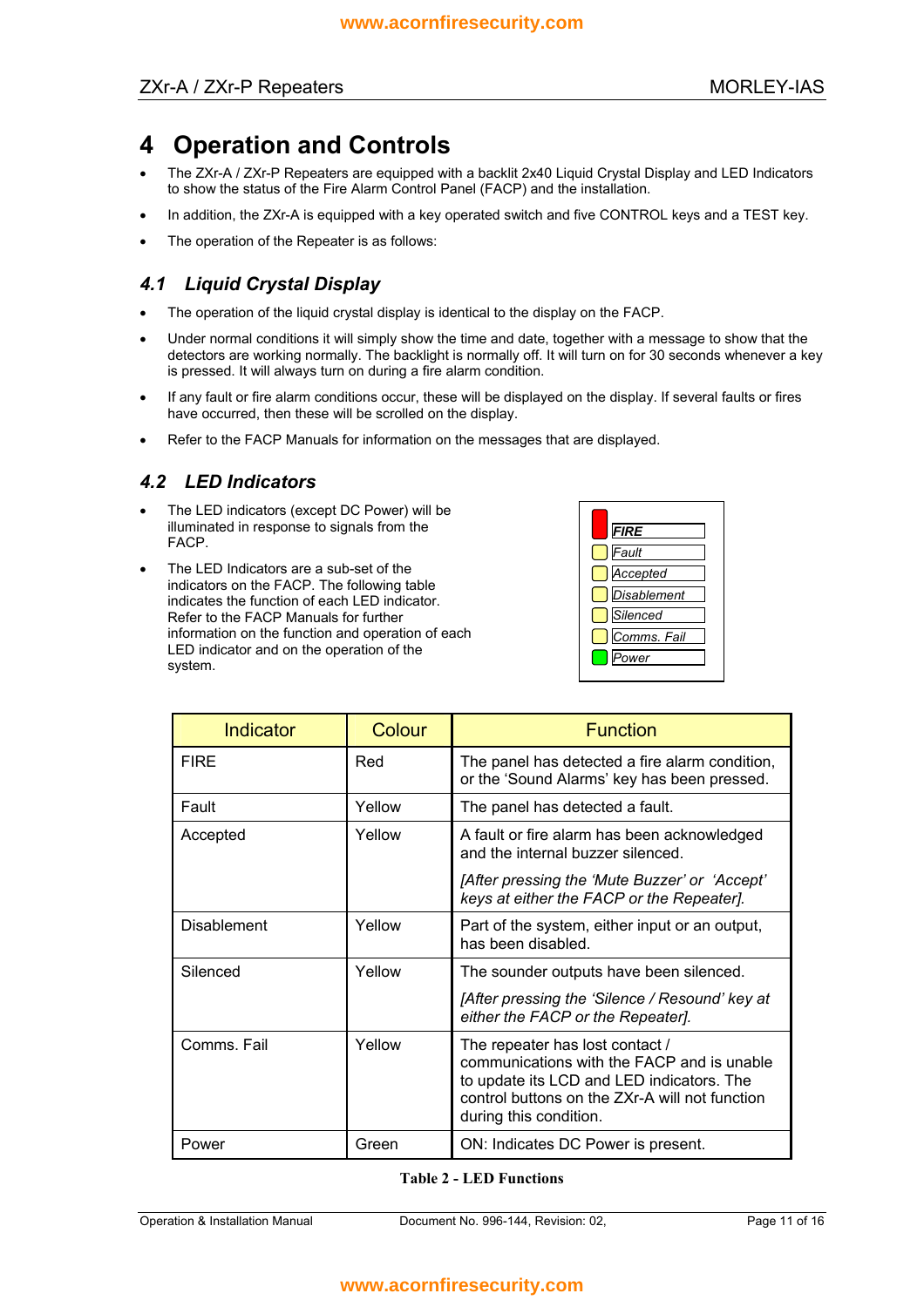# 4 Operation and Controls

- The ZXr-A / ZXr-P Repeaters are equipped with a backlit 2x40 Liquid Crystal Display and LED Indicators to show the status of the Fire Alarm Control Panel (FACP) and the installation.
- In addition, the ZXr-A is equipped with a key operated switch and five CONTROL keys and a TEST key.
- The operation of the Repeater is as follows:

## *4.1 Liquid Crystal Display*

- The operation of the liquid crystal display is identical to the display on the FACP.
- Under normal conditions it will simply show the time and date, together with a message to show that the detectors are working normally. The backlight is normally off. It will turn on for 30 seconds whenever a key is pressed. It will always turn on during a fire alarm condition.
- If any fault or fire alarm conditions occur, these will be displayed on the display. If several faults or fires have occurred, then these will be scrolled on the display.
- Refer to the FACP Manuals for information on the messages that are displayed.

## *4.2 LED Indicators*

- The LED indicators (except DC Power) will be illuminated in response to signals from the FACP.
- The LED Indicators are a sub-set of the indicators on the FACP. The following table indicates the function of each LED indicator. Refer to the FACP Manuals for further information on the function and operation of each LED indicator and on the operation of the system.

*FIRE*
*Fault*
*Accepted*
*Disablement*
*Silenced*
*Comms. Fail*
*Power*

| Indicator | Colour | Function |
|---|---|---|
| FIRE | Red | The panel has detected a fire alarm condition, or the 'Sound Alarms' key has been pressed. |
| Fault | Yellow | The panel has detected a fault. |
| Accepted | Yellow | A fault or fire alarm has been acknowledged and the internal buzzer silenced. *[After pressing the 'Mute Buzzer' or 'Accept' keys at either the FACP or the Repeater].* |
| Disablement | Yellow | Part of the system, either input or an output, has been disabled. |
| Silenced | Yellow | The sounder outputs have been silenced. *[After pressing the 'Silence / Resound' key at either the FACP or the Repeater].* |
| Comms. Fail | Yellow | The repeater has lost contact / communications with the FACP and is unable to update its LCD and LED indicators. The control buttons on the ZXr-A will not function during this condition. |
| Power | Green | ON: Indicates DC Power is present. |

**Table 2 - LED Functions**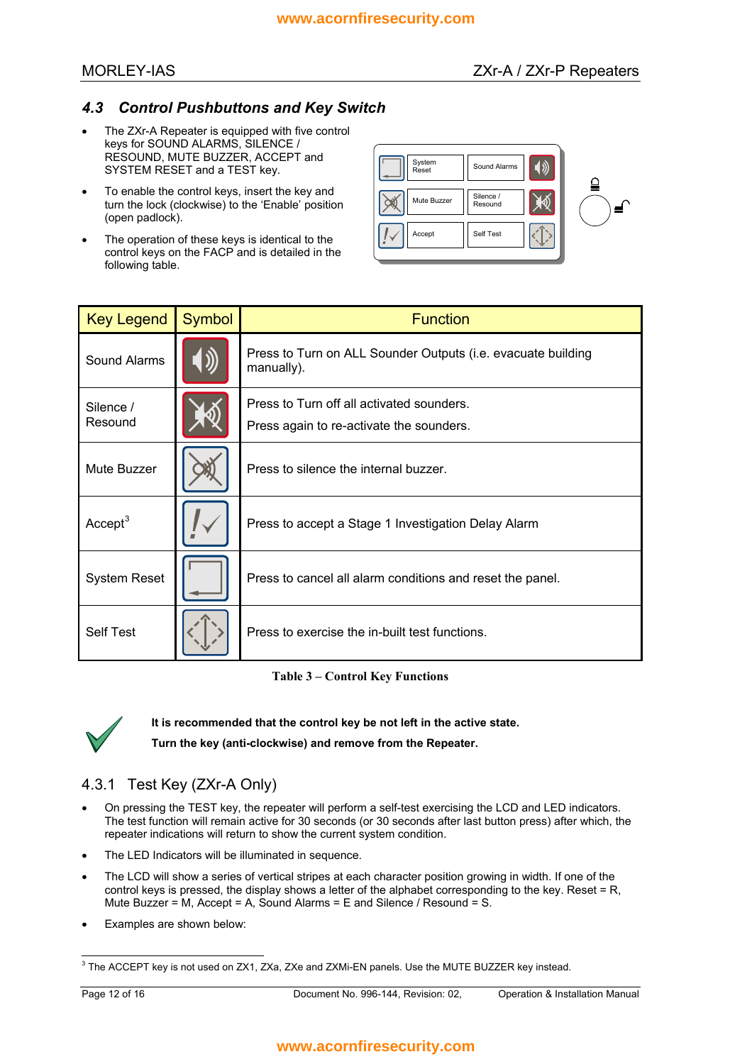## 4.3 Control Pushbuttons and Key Switch

- The ZXr-A Repeater is equipped with five control keys for SOUND ALARMS, SILENCE / RESOUND, MUTE BUZZER, ACCEPT and SYSTEM RESET and a TEST key.
- To enable the control keys, insert the key and turn the lock (clockwise) to the 'Enable' position (open padlock).
- The operation of these keys is identical to the control keys on the FACP and is detailed in the following table.

| Key Legend | Symbol | Function |
|---|---|---|
| Sound Alarms | | Press to Turn on ALL Sounder Outputs (i.e. evacuate building manually). |
| Silence / Resound | | Press to Turn off all activated sounders. Press again to re-activate the sounders. |
| Mute Buzzer | | Press to silence the internal buzzer. |
| Accept[3] | | Press to accept a Stage 1 Investigation Delay Alarm |
| System Reset | | Press to cancel all alarm conditions and reset the panel. |
| Self Test | | Press to exercise the in-built test functions. |

**Table 3 – Control Key Functions**

**It is recommended that the control key be not left in the active state.**

**Turn the key (anti-clockwise) and remove from the Repeater.**

### 4.3.1 Test Key (ZXr-A Only)

- On pressing the TEST key, the repeater will perform a self-test exercising the LCD and LED indicators. The test function will remain active for 30 seconds (or 30 seconds after last button press) after which, the repeater indications will return to show the current system condition.
- The LED Indicators will be illuminated in sequence.
- The LCD will show a series of vertical stripes at each character position growing in width. If one of the control keys is pressed, the display shows a letter of the alphabet corresponding to the key. Reset = R, Mute Buzzer = M, Accept = A, Sound Alarms = E and Silence / Resound = S.
- Examples are shown below:

[3] The ACCEPT key is not used on ZX1, ZXa, ZXe and ZXMi-EN panels. Use the MUTE BUZZER key instead.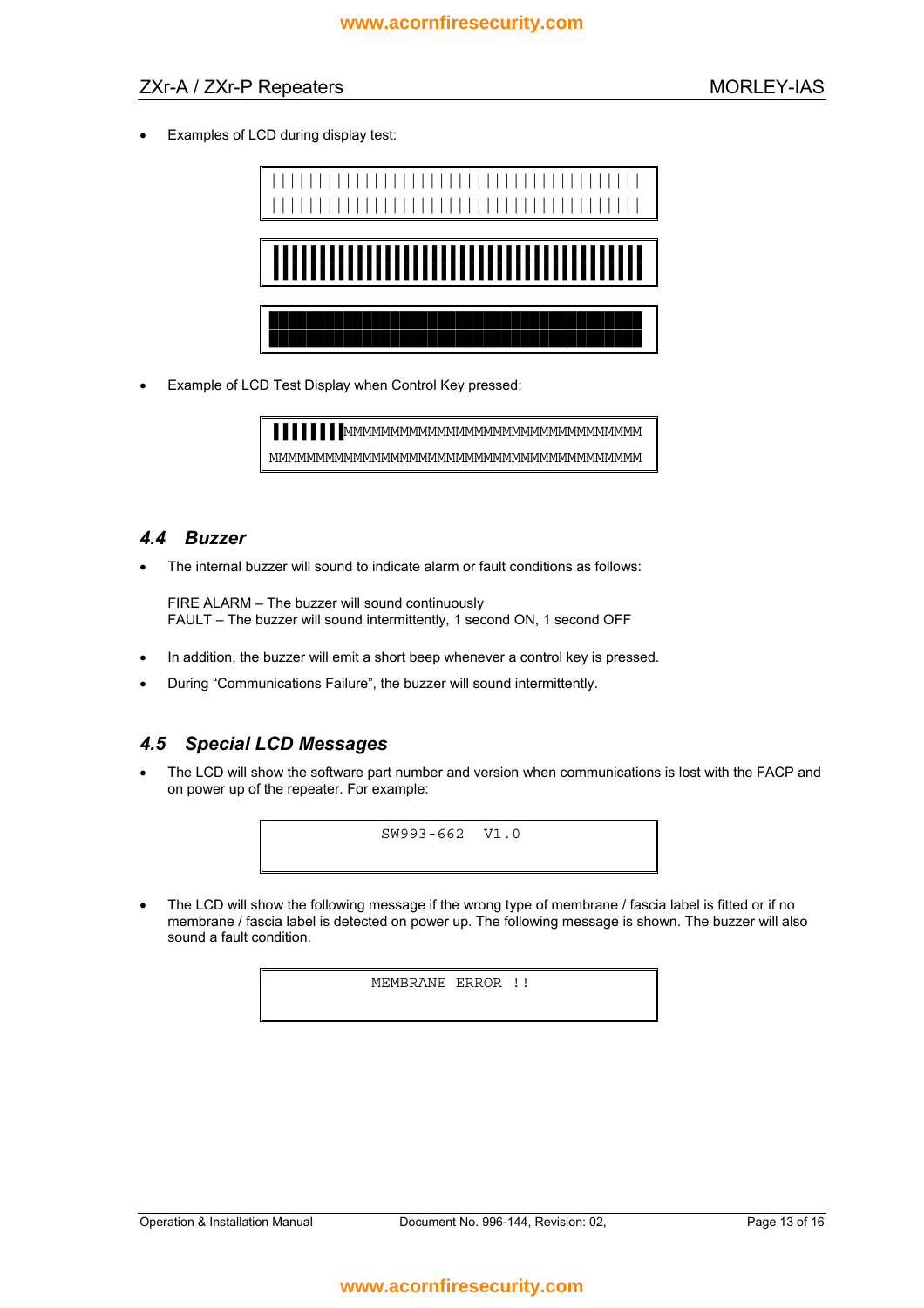- Examples of LCD during display test:

```
||||||||||||||||||||||||||||||||||||||||
||||||||||||||||||||||||||||||||||||||||
```

```
████████████████████████████████████████
```

```
████████████████████████████████████████
████████████████████████████████████████
```

- Example of LCD Test Display when Control Key pressed:

```
▌▌▌▌▌▌▌▌MMMMMMMMMMMMMMMMMMMMMMMMMMMMMMMM
MMMMMMMMMMMMMMMMMMMMMMMMMMMMMMMMMMMMMMMM
```

## 4.4 Buzzer

- The internal buzzer will sound to indicate alarm or fault conditions as follows:

  FIRE ALARM – The buzzer will sound continuously
  FAULT – The buzzer will sound intermittently, 1 second ON, 1 second OFF

- In addition, the buzzer will emit a short beep whenever a control key is pressed.
- During "Communications Failure", the buzzer will sound intermittently.

## 4.5 Special LCD Messages

- The LCD will show the software part number and version when communications is lost with the FACP and on power up of the repeater. For example:

```
SW993-662   V1.0
```

- The LCD will show the following message if the wrong type of membrane / fascia label is fitted or if no membrane / fascia label is detected on power up. The following message is shown. The buzzer will also sound a fault condition.

```
MEMBRANE ERROR !!
```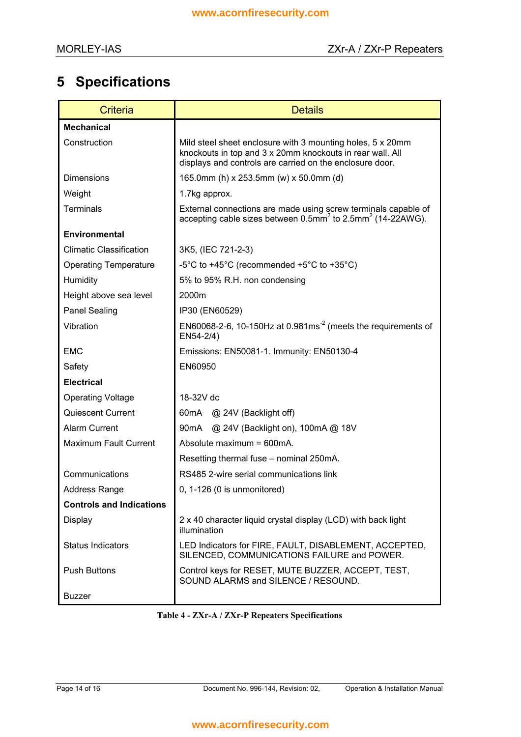# 5 Specifications

| Criteria | Details |
|---|---|
| **Mechanical** | |
| Construction | Mild steel sheet enclosure with 3 mounting holes, 5 x 20mm knockouts in top and 3 x 20mm knockouts in rear wall. All displays and controls are carried on the enclosure door. |
| Dimensions | 165.0mm (h) x 253.5mm (w) x 50.0mm (d) |
| Weight | 1.7kg approx. |
| Terminals | External connections are made using screw terminals capable of accepting cable sizes between 0.5mm$^2$ to 2.5mm$^2$ (14-22AWG). |
| **Environmental** | |
| Climatic Classification | 3K5, (IEC 721-2-3) |
| Operating Temperature | -5°C to +45°C (recommended +5°C to +35°C) |
| Humidity | 5% to 95% R.H. non condensing |
| Height above sea level | 2000m |
| Panel Sealing | IP30 (EN60529) |
| Vibration | EN60068-2-6, 10-150Hz at 0.981ms$^{-2}$ (meets the requirements of EN54-2/4) |
| EMC | Emissions: EN50081-1. Immunity: EN50130-4 |
| Safety | EN60950 |
| **Electrical** | |
| Operating Voltage | 18-32V dc |
| Quiescent Current | 60mA @ 24V (Backlight off) |
| Alarm Current | 90mA @ 24V (Backlight on), 100mA @ 18V |
| Maximum Fault Current | Absolute maximum = 600mA. |
| | Resetting thermal fuse – nominal 250mA. |
| Communications | RS485 2-wire serial communications link |
| Address Range | 0, 1-126 (0 is unmonitored) |
| **Controls and Indications** | |
| Display | 2 x 40 character liquid crystal display (LCD) with back light illumination |
| Status Indicators | LED Indicators for FIRE, FAULT, DISABLEMENT, ACCEPTED, SILENCED, COMMUNICATIONS FAILURE and POWER. |
| Push Buttons | Control keys for RESET, MUTE BUZZER, ACCEPT, TEST, SOUND ALARMS and SILENCE / RESOUND. |
| Buzzer | |

**Table 4 - ZXr-A / ZXr-P Repeaters Specifications**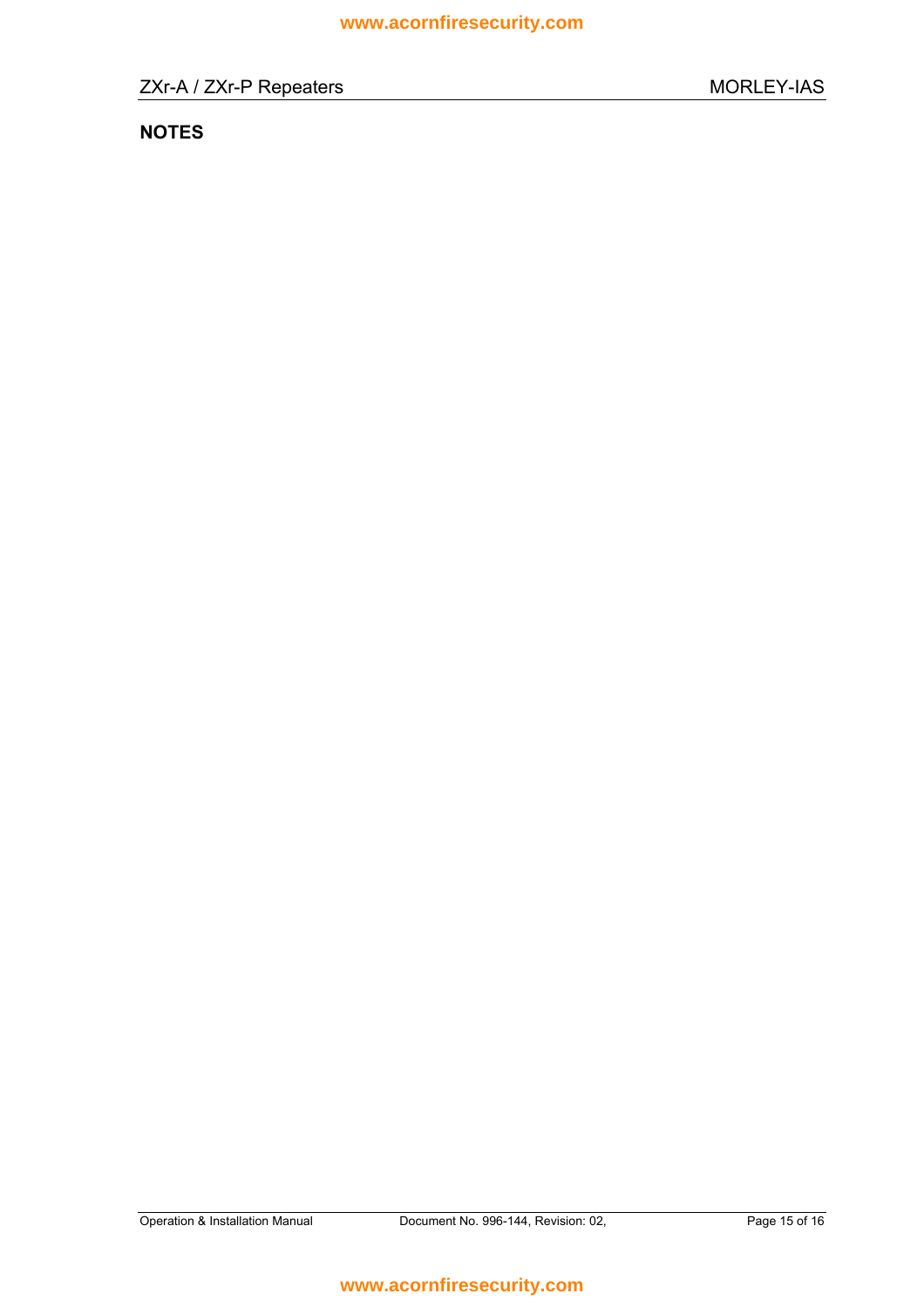## NOTES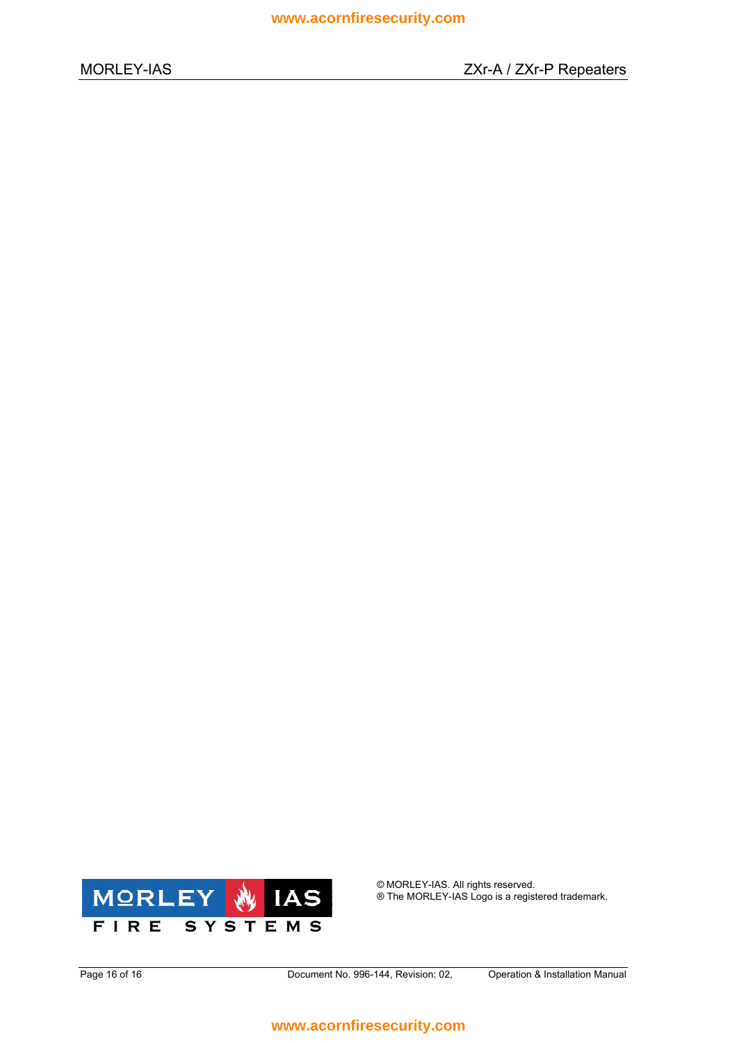© MORLEY-IAS. All rights reserved.
® The MORLEY-IAS Logo is a registered trademark.